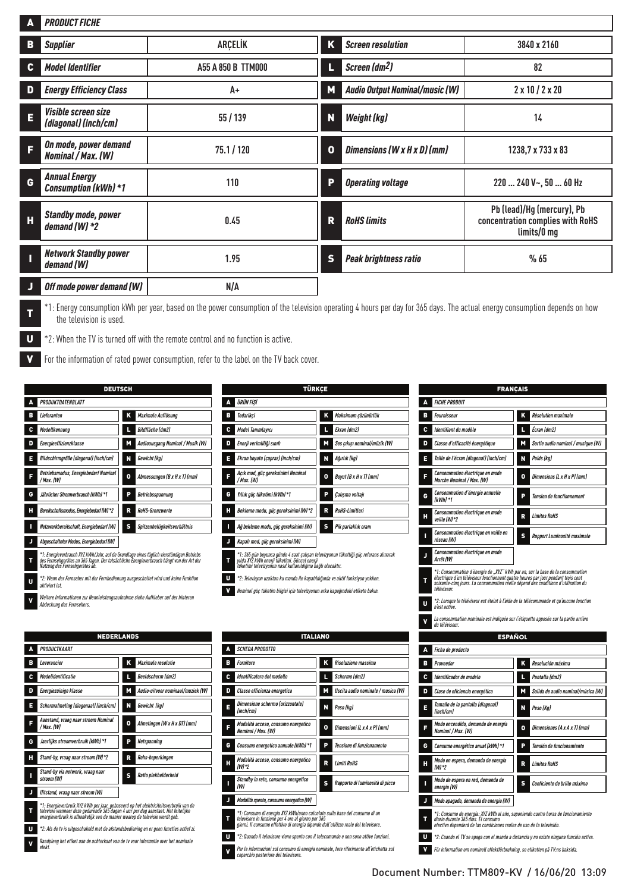| A | *PRODUCT FICHE* | | | |
|---|---|---|---|---|
| B | ***Supplier*** | ARÇELİK | K | ***Screen resolution*** | 3840 x 2160 |
| C | ***Model Identifier*** | A55 A 850 B TTM000 | L | ***Screen (dm2)*** | 82 |
| D | ***Energy Efficiency Class*** | A+ | M | ***Audio Output Nominal/music (W)*** | 2 x 10 / 2 x 20 |
| E | ***Visible screen size (diagonal) (inch/cm)*** | 55 / 139 | N | ***Weight (kg)*** | 14 |
| F | ***On mode, power demand Nominal / Max. (W)*** | 75.1 / 120 | O | ***Dimensions (W x H x D) (mm)*** | 1238,7 x 733 x 83 |
| G | ***Annual Energy Consumption (kWh) *1*** | 110 | P | ***Operating voltage*** | 220 ... 240 V~, 50 ... 60 Hz |
| H | ***Standby mode, power demand (W) *2*** | 0.45 | R | ***RoHS limits*** | Pb (lead)/Hg (mercury), Pb concentration complies with RoHS limits/0 mg |
| I | ***Network Standby power demand (W)*** | 1.95 | S | ***Peak brightness ratio*** | % 65 |
| J | ***Off mode power demand (W)*** | N/A | | | |

**T** *1: Energy consumption kWh per year, based on the power consumption of the television operating 4 hours per day for 365 days. The actual energy consumption depends on how the television is used.

**U** *2: When the TV is turned off with the remote control and no function is active.

**V** For the information of rated power consumption, refer to the label on the TV back cover.

## DEUTSCH

| | | | |
|---|---|---|---|
| A | *PRODUKTDATENBLATT* | | |
| B | *Lieferanten* | K | *Maximale Auflösung* |
| C | *Modellkennung* | L | *Bildfläche (dm2)* |
| D | *Energieeffizienzklasse* | M | *Audioausgang Nominal / Musik (W)* |
| E | *Bildschirmgröße (diagonal) (inch/cm)* | N | *Gewicht (kg)* |
| F | *Betriebsmodus, Energiebedarf Nominal / Max. (W)* | O | *Abmessungen (B x H x T) (mm)* |
| G | *Jährlicher Stromverbrauch (kWh) *1* | P | *Betriebsspannung* |
| H | *Bereitschaftsmodus, Energiebedarf (W) *2* | R | *RoHS-Grenzwerte* |
| I | *Netzwerkbereitschaft, Energiebedarf (W)* | S | *Spitzenhelligkeitsverhältnis* |
| J | *Abgeschalteter Modus, Energiebedarf (W)* | | |

**T** *\*1: Energieverbrauch XYZ kWh/Jahr, auf de Grundlage eines täglich vierstündigen Betriebs des Fernsehgerätes an 365 Tagen. Der tatsächliche Energieverbrauch hängt von der Art der Nutzung des Fernsehgerätes ab.*

**U** *\*2: Wenn der Fernseher mit der Fernbedienung ausgeschaltet wird und keine Funktion aktiviert ist.*

**V** *Weitere Informationen zur Nennleistungsaufnahme siehe Aufkleber auf der hinteren Abdeckung des Fernsehers.*

## TÜRKÇE

| | | | |
|---|---|---|---|
| A | *ÜRÜN FİŞİ* | | |
| B | *Tedarikçi* | K | *Maksimum çözünürlük* |
| C | *Model Tanımlayıcı* | L | *Ekran (dm2)* |
| D | *Enerji verimliliği sınıfı* | M | *Ses çıkışı nominal/müzik (W)* |
| E | *Ekran boyutu (çapraz) (inch/cm)* | N | *Ağırlık (kg)* |
| F | *Açık mod, güç gereksinimi Nominal / Max. (W)* | O | *Boyut (B x H x T) (mm)* |
| G | *Yıllık güç tüketimi (kWh) *1* | P | *Çalışma voltajı* |
| H | *Bekleme modu, güç gereksinimi (W) *2* | R | *RoHS-Limitleri* |
| I | *Ağ bekleme modu, güç gereksinimi (W)* | S | *Pik parlaklık oranı* |
| J | *Kapalı mod, güç gereksinimi (W)* | | |

**T** *\*1: 365 gün boyunca günde 4 saat çalışan televizyonun tükettiği güç referans alınarak yılda XYZ kWh enerji tüketimi. Güncel enerji tüketimi televizyonun nasıl kullanıldığına bağlı olacaktır.*

**U** *\*2: Televizyon uzaktan ku manda ile kapatıldığında ve aktif fonksiyon yokken.*

**V** *Nominal güç tüketim bilgisi için televizyonun arka kapağındaki etikete bakın.*

## FRANÇAIS

| | | | |
|---|---|---|---|
| A | *FICHE PRODUIT* | | |
| B | *Fournisseur* | K | *Résolution maximale* |
| C | *Identifiant du modèle* | L | *Écran (dm2)* |
| D | *Classe d'efficacité énergétique* | M | *Sortie audio nominal / musique (W)* |
| E | *Taille de l'écran (diagonal) (inch/cm)* | N | *Poids (kg)* |
| F | *Consommation électrique en mode Marche Nominal / Max. (W)* | O | *Dimensions (L x H x P) (mm)* |
| G | *Consommation d'énergie annuelle (kWh) *1* | P | *Tension de fonctionnement* |
| H | *Consommation électrique en mode veille (W) *2* | R | *Limites RoHS* |
| I | *Consommation électrique en veille en réseau (W)* | S | *Rapport Luminosité maximale* |
| J | *Consommation électrique en mode Arrêt (W)* | | |

**T** *\*1: Consommation d'énergie de „XYZ" kWh par an, sur la base de la consommation électrique d'un téléviseur fonctionnant quatre heures par jour pendant trois cent soixante-cinq jours. La consommation réelle dépend des conditions d'utilisation du téléviseur.*

**U** *\*2: Lorsque le téléviseur est éteint à l'aide de la télécommande et qu'aucune fonction n'est active.*

**V** *La consommation nominale est indiquée sur l'étiquette apposée sur la partie arrière du téléviseur.*

## NEDERLANDS

| | | | |
|---|---|---|---|
| A | *PRODUCTKAART* | | |
| B | *Leverancier* | K | *Maximale resolutie* |
| C | *Modelidentificatie* | L | *Beeldscherm (dm2)* |
| D | *Energiezuinige klasse* | M | *Audio-uitvoer nominaal/muziek (W)* |
| E | *Schermafmeting (diagonaal) (inch/cm)* | N | *Gewicht (kg)* |
| F | *Aanstand, vraag naar stroom Nominal / Max. (W)* | O | *Afmetingen (W x H x DT) (mm)* |
| G | *Jaarlijks stroomverbruik (kWh) *1* | P | *Netspanning* |
| H | *Stand-by, vraag naar stroom (W) *2* | R | *Rohs-beperkingen* |
| I | *Stand-by via netwerk, vraag naar stroom (W)* | S | *Ratio piekhelderheid* |
| J | *Uitstand, vraag naar stroom (W)* | | |

**T** *\*1: Energieverbruik XYZ kWh per jaar, gebaseerd op het elektriciteitsverbruik van de televisie wanneer deze gedurende 365 dagen 4 uur per dag aanstaat. Het feitelijke energieverbruik is afhankelijk van de manier waarop de televisie wordt geb.*

**U** *\*2: Als de tv is uitgeschakeld met de afstandsbediening en er geen functies actief zi.*

**V** *Raadpleeg het etiket aan de achterkant van de tv voor informatie over het nominale elekt.*

## ITALIANO

| | | | |
|---|---|---|---|
| A | *SCHEDA PRODOTTO* | | |
| B | *Fornitore* | K | *Risoluzione massima* |
| C | *Identificatore del modello* | L | *Schermo (dm2)* |
| D | *Classe efficienza energetica* | M | *Uscita audio nominale / musica (W)* |
| E | *Dimensione schermo (orizzontale) (inch/cm)* | N | *Peso (kg)* |
| F | *Modalità acceso, consumo energetico Nominal / Max. (W)* | O | *Dimensioni (L x A x P) (mm)* |
| G | *Consumo energetico annuale (kWh) *1* | P | *Tensione di funzionamento* |
| H | *Modalità acceso, consumo energetico (W) *2* | R | *Limiti RoHS* |
| I | *Standby in rete, consumo energetico (W)* | S | *Rapporto di luminosità di picco* |
| J | *Modalità spento, consumo energetico (W)* | | |

**T** *\*1: Consumo di energia XYZ kWh/anno calcolato sulla base del consumo di un televisore in funzione per 4 ore al giorno per 365 giorni. Il consumo effettivo di energia dipende dall'utilizzo reale del televisore.*

**U** *\*2: Quando il televisore viene spento con il telecomando e non sono attive funzioni.*

**V** *Per le informazioni sul consumo di energia nominale, fare riferimento all'etichetta sul coperchio posteriore del televisore.*

## ESPAÑOL

| | | | |
|---|---|---|---|
| A | *Ficha de producto* | | |
| B | *Proveedor* | K | *Resolución máxima* |
| C | *Identificador de modelo* | L | *Pantalla (dm2)* |
| D | *Clase de eficiencia energética* | M | *Salida de audio nominal/música (W)* |
| E | *Tamaño de la pantalla (diagonal) (inch/cm)* | N | *Peso (Kg)* |
| F | *Modo encendido, demanda de energía Nominal / Max. (W)* | O | *Dimensiones (A x A x T) (mm)* |
| G | *Consumo energético anual (kWh) *1* | P | *Tensión de funcionamiento* |
| H | *Modo en espera, demanda de energía (W) *2* | R | *Límites RoHS* |
| I | *Modo de espera en red, demanda de energía (W)* | S | *Coeficiente de brillo máximo* |
| J | *Modo apagado, demanda de energía (W)* | | |

**T** *\*1: Consumo de energía: XYZ kWh al año, suponiendo cuatro horas de funcionamiento diario durante 365 días. El consumo efectivo dependerá de las condiciones reales de uso de la televisión.*

**U** *\*2: Cuando el TV se apaga con el mando a distancia y no existe ninguna función activa.*

**V** *För information om nominell effektförbrukning, se etiketten på TV:ns baksida.*

Document Number: TTM809-KV / 16/06/20 13:09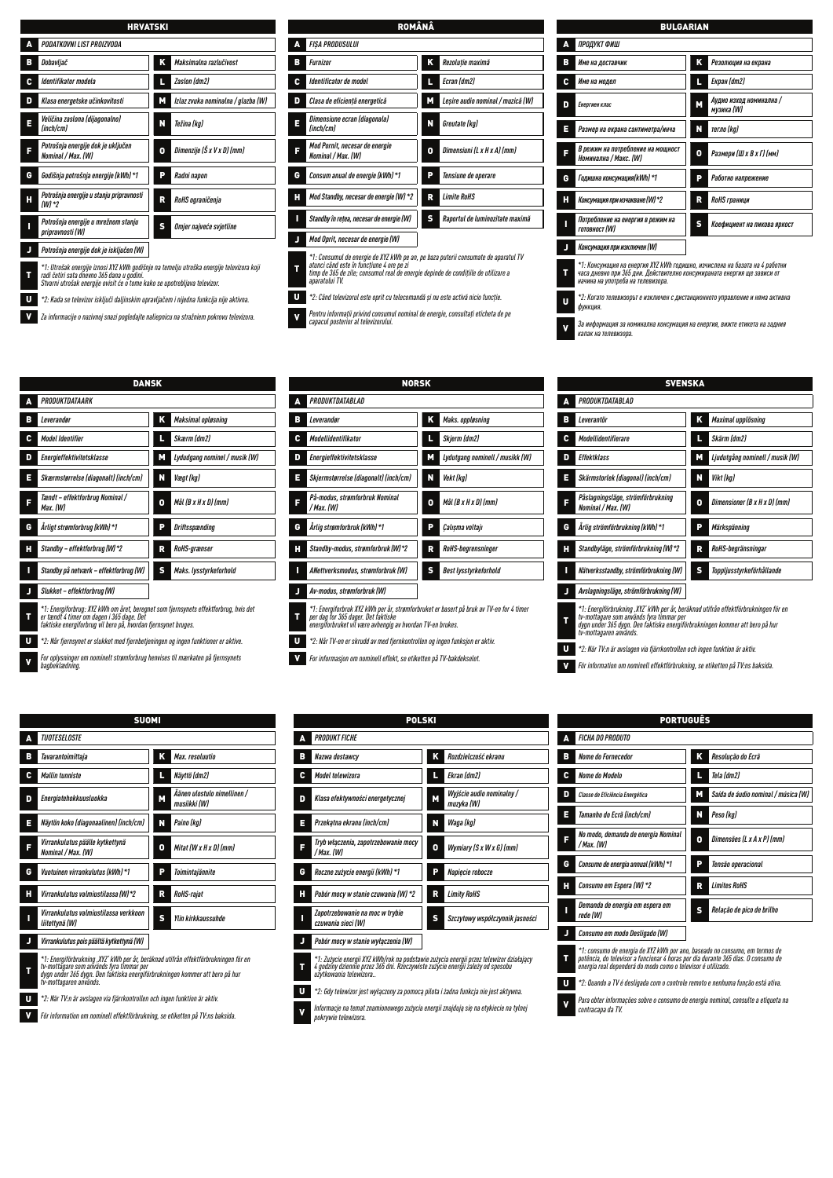## HRVATSKI

| | | | |
|---|---|---|---|
| A | PODATKOVNI LIST PROIZVODA | | |
| B | Dobavljač | K | Maksimalna razlučivost |
| C | Identifikator modela | L | Zaslon (dm2) |
| D | Klasa energetske učinkovitosti | M | Izlaz zvuka nominalna / glazba (W) |
| E | Veličina zaslona (dijagonalno) (inch/cm) | N | Težina (kg) |
| F | Potrošnja energije dok je uključen Nominal / Max. (W) | O | Dimenzije (Š x V x D) (mm) |
| G | Godišnja potrošnja energije (kWh) *1 | P | Radni napon |
| H | Potrošnja energije u stanju pripravnosti (W) *2 | R | RoHS ograničenja |
| I | Potrošnja energije u mrežnom stanju pripravnosti (W) | S | Omjer najveće svjetline |
| J | Potrošnja energije dok je isključen (W) | | |

T *1: Utrošak energije iznosi XYZ kWh godišnje na temelju utroška energije televizora koji radi četiri sata dnevno 365 dana u godini. Stvarni utrošak energije ovisit će o tome kako se upotrebljava televizor.

U *2: Kada se televizor isključi daljinskim upravljačem i nijedna funkcija nije aktivna.

V Za informacije o nazivnoj snazi pogledajte naljepnicu na stražnjem pokrovu televizora.

## ROMÂNĂ

| | | | |
|---|---|---|---|
| A | FIȘA PRODUSULUI | | |
| B | Furnizor | K | Rezoluție maximă |
| C | Identificator de model | L | Ecran (dm2) |
| D | Clasa de eficiență energetică | M | Leșire audio nominal / muzică (W) |
| E | Dimensiune ecran (diagonala) (inch/cm) | N | Greutate (kg) |
| F | Mod Pornit, necesar de energie Nominal / Max. (W) | O | Dimensiuni (L x H x A) (mm) |
| G | Consum anual de energie (kWh) *1 | P | Tensiune de operare |
| H | Mod Standby, necesar de energie (W) *2 | R | Limite RoHS |
| I | Standby în rețea, necesar de energie (W) | S | Raportul de luminozitate maximă |
| J | Mod Oprit, necesar de energie (W) | | |

T *1: Consumul de energie de XYZ kWh pe an, pe baza puterii consumate de aparatul TV atunci când este în funcțiune 4 ore pe zi timp de 365 de zile; consumul real de energie depinde de condițiile de utilizare a aparatului TV.

U *2: Când televizorul este oprit cu telecomandă și nu este activă nicio funcție.

V Pentru informații privind consumul nominal de energie, consultați eticheta de pe capacul posterior al televizorului.

## BULGARIAN

| | | | |
|---|---|---|---|
| A | ПРОДУКТ ФИШ | | |
| B | Име на доставчик | K | Резолюция на екрана |
| C | Име на модел | L | Екран (dm2) |
| D | Енергиен клас | M | Аудио изход номинална / музика (W) |
| E | Размер на екрана сантиметра/инча | N | тегло (kg) |
| F | В режим на потребление на мощност Номинална / Макс. (W) | O | Размери (Ш x В x Г) (мм) |
| G | Годишна консумация(kWh) *1 | P | Работно напрежение |
| H | Консумация при изчакване (W) *2 | R | RoHS граници |
| I | Потребление на енергия в режим на готовност (W) | S | Коефициент на пикова яркост |
| J | Консумация при изключен (W) | | |

T *1: Консумация на енергия XYZ kWh годишно, изчислена на базата на 4 работни часа дневно при 365 дни. Действително консумираната енергия ще зависи от начина на употреба на телевизора.

U *2: Когато телевизорът е изключен с дистанционното управление и няма активна функция.

V За информация за номинална консумация на енергия, вижте етикета на задния капак на телевизора.

## DANSK

| | | | |
|---|---|---|---|
| A | PRODUKTDATAARK | | |
| B | Leverandør | K | Maksimal opløsning |
| C | Model Identifier | L | Skærm (dm2) |
| D | Energieffektivitetsklasse | M | Lydudgang nominel / musik (W) |
| E | Skærmstørrelse (diagonalt) (inch/cm) | N | Vægt (kg) |
| F | Tændt – effektforbrug Nominal / Max. (W) | O | Mål (B x H x D) (mm) |
| G | Årligt strømforbrug (kWh) *1 | P | Driftsspænding |
| H | Standby – effektforbrug (W) *2 | R | RoHS-grænser |
| I | Standby på netværk – effektforbrug (W) | S | Maks. lysstyrkeforhold |
| J | Slukket – effektforbrug (W) | | |

T *1: Energiforbrug: XYZ kWh om året, beregnet som fjernsynets effektforbrug, hvis det er tændt 4 timer om dagen i 365 dage. Det faktiske energiforbrug vil bero på, hvordan fjernsynet bruges.

U *2: Når fjernsynet er slukket med fjernbetjeningen og ingen funktioner er aktive.

V For oplysninger om nominelt strømforbrug henvises til mærkaten på fjernsynets bagbeklædning.

## NORSK

| | | | |
|---|---|---|---|
| A | PRODUKTDATABLAD | | |
| B | Leverandør | K | Maks. oppløsning |
| C | Modellidentifikator | L | Skjerm (dm2) |
| D | Energieffektivitetsklasse | M | Lydutgang nominell / musikk (W) |
| E | Skjermstørrelse (diagonalt) (inch/cm) | N | Vekt (kg) |
| F | På-modus, strømforbruk Nominal / Max. (W) | O | Mål (B x H x D) (mm) |
| G | Årlig strømforbruk (kWh) *1 | P | Çalışma voltajı |
| H | Standby-modus, strømforbruk (W) *2 | R | RoHS-begrensninger |
| I | ANettverksmodus, strømforbruk (W) | S | Best lysstyrkeforhold |
| J | Av-modus, strømforbruk (W) | | |

T *1: Energiforbruk XYZ kWh per år, strømforbruket er basert på bruk av TV-en for 4 timer per dag for 365 dager. Det faktiske energiforbruket vil være avhengig av hvordan TV-en brukes.

U *2: Når TV-en er skrudd av med fjernkontrollen og ingen funksjon er aktiv.

V For informasjon om nominell effekt, se etiketten på TV-bakdekselet.

## SVENSKA

| | | | |
|---|---|---|---|
| A | PRODUKTDATABLAD | | |
| B | Leverantör | K | Maximal upplösning |
| C | Modellidentifierare | L | Skärm (dm2) |
| D | Effektklass | M | Ljudutgång nominell / musik (W) |
| E | Skärmstorlek (diagonal) (inch/cm) | N | Vikt (kg) |
| F | Påslagningsläge, strömförbrukning Nominal / Max. (W) | O | Dimensioner (B x H x D) (mm) |
| G | Årlig strömförbrukning (kWh) *1 | P | Märkspänning |
| H | Standbyläge, strömförbrukning (W) *2 | R | RoHS-begränsningar |
| I | Nätverksstandby, strömförbrukning (W) | S | Toppljusstyrkeförhållande |
| J | Avslagningsläge, strömförbrukning (W) | | |

T *1: Energiförbrukning ,XYZ' kWh per år, beräknat utifrån effektförbrukningen för en tv-mottagare som används fyra timmar per dygn under 365 dygn. Den faktiska energiförbrukningen kommer att bero på hur tv-mottagaren används.

U *2: När TV:n är avslagen via fjärrkontrollen och ingen funktion är aktiv.

V För information om nominell effektförbrukning, se etiketten på TV:ns baksida.

## SUOMI

| | | | |
|---|---|---|---|
| A | TUOTESELOSTE | | |
| B | Tavarantoimittaja | K | Max. resoluutio |
| C | Mallin tunniste | L | Näyttö (dm2) |
| D | Energiatehokkuusluokka | M | Äänen ulostulo nimellinen / musiikki (W) |
| E | Näytön koko (diagonaalinen) (inch/cm) | N | Paino (kg) |
| F | Virrankulutus päälle kytkettynä Nominal / Max. (W) | O | Mitat (W x H x D) (mm) |
| G | Vuotuinen virrankulutus (kWh) *1 | P | Toimintajännite |
| H | Virrankulutus valmiustilassa (W) *2 | R | RoHS-rajat |
| I | Virrankulutus valmiustilassa verkkoon liitettynä (W) | S | Ylin kirkkaussuhde |
| J | Virrankulutus pois päältä kytkettynä (W) | | |

T *1: Energiförbrukning ,XYZ' kWh per år, beräknat utifrån effektförbrukningen för en tv-mottagare som används fyra timmar per dygn under 365 dygn. Den faktiska energiförbrukningen kommer att bero på hur tv-mottagaren används.

U *2: När TV:n är avslagen via fjärrkontrollen och ingen funktion är aktiv.

V För information om nominell effektförbrukning, se etiketten på TV:ns baksida.

## POLSKI

| | | | |
|---|---|---|---|
| A | PRODUKT FICHE | | |
| B | Nazwa dostawcy | K | Rozdzielczość ekranu |
| C | Model telewizora | L | Ekran (dm2) |
| D | Klasa efektywności energetycznej | M | Wyjście audio nominalny / muzyka (W) |
| E | Przekątna ekranu (inch/cm) | N | Waga (kg) |
| F | Tryb włączenia, zapotrzebowanie mocy / Max. (W) | O | Wymiary (S x W x G) (mm) |
| G | Roczne zużycie energii (kWh) *1 | P | Napięcie robocze |
| H | Pobór mocy w stanie czuwania (W) *2 | R | Limity RoHS |
| I | Zapotrzebowanie na moc w trybie czuwania sieci (W) | S | Szczytowy współczynnik jasności |
| J | Pobór mocy w stanie wyłączenia (W) | | |

T *1: Zużycie energii XYZ kWh/rok na podstawie zużycia energii przez telewizor działający 4 godziny dziennie przez 365 dni. Rzeczywiste zużycie energii zależy od sposobu użytkowania telewizora..

U *2: Gdy telewizor jest wyłączony za pomocą pilota i żadna funkcja nie jest aktywna.

V Informacje na temat znamionowego zużycia energii znajdują się na etykiecie na tylnej pokrywie telewizora.

## PORTUGUÊS

| | | | |
|---|---|---|---|
| A | FICHA DO PRODUTO | | |
| B | Nome do Fornecedor | K | Resolução do Ecrã |
| C | Nome do Modelo | L | Tela (dm2) |
| D | Classe de Eficiência Energética | M | Saída de áudio nominal / música (W) |
| E | Tamanho do Ecrã (inch/cm) | N | Peso (kg) |
| F | No modo, demanda de energia Nominal / Max. (W) | O | Dimensões (L x A x P) (mm) |
| G | Consumo de energia anual (kWh) *1 | P | Tensão operacional |
| H | Consumo em Espera (W) *2 | R | Limites RoHS |
| I | Demanda de energia em espera em rede (W) | S | Relação de pico de brilho |
| J | Consumo em modo Desligado (W) | | |

T *1: consumo de energia de XYZ kWh por ano, baseado no consumo, em termos de potência, do televisor a funcionar 4 horas por dia durante 365 dias. O consumo de energia real dependerá do modo como o televisor é utilizado.

U *2: Quando a TV é desligada com o controle remoto e nenhuma função está ativa.

V Para obter informações sobre o consumo de energia nominal, consulte a etiqueta na contracapa da TV.